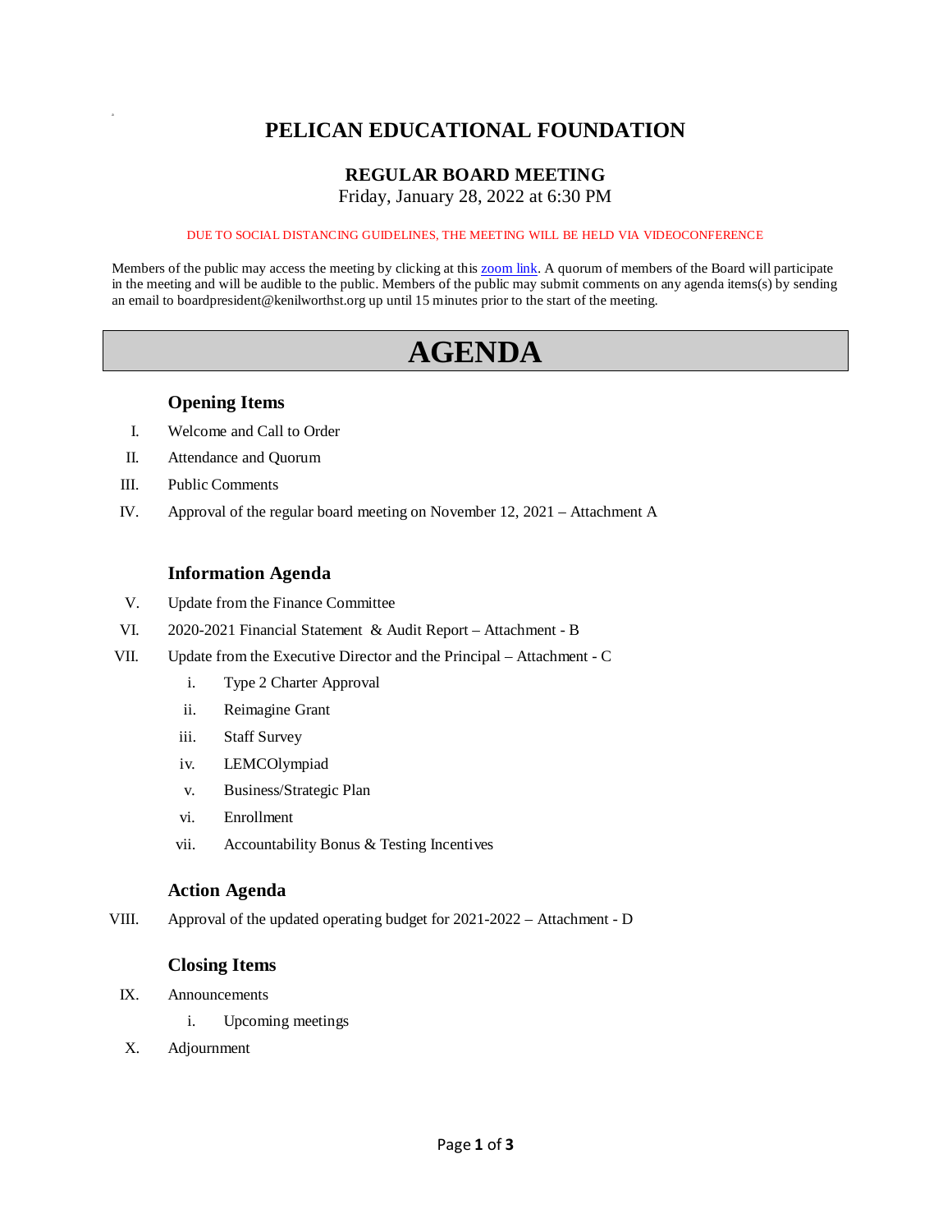# PELICAN EDUCATIONAL FOUNDATION

## REGULAR BOARD MEETING

Friday, January 28, 2022 at 6:30 PM

DUE TO SOCIAL DISTANCING GUIDELINES, THE MEETING WILL BE HELD VIA VIDEOCONFERENCE

Members of the public may access the meeting by clicking at this zoom link. A quorum of members of the Board will participate in the meeting and will be audible to the public. Members of the public may submit comments on any agenda items(s) by sending an email to boardpresident@kenilworthst.org up until 15 minutes prior to the start of the meeting.

# AGENDA

### Opening Items

I. Welcome and Call to Order

II. Attendance and Quorum

III. Public Comments

IV. Approval of the regular board meeting on November 12, 2021 – Attachment A

### Information Agenda

V. Update from the Finance Committee

VI. 2020-2021 Financial Statement & Audit Report – Attachment - B

VII. Update from the Executive Director and the Principal – Attachment - C

- i. Type 2 Charter Approval
- ii. Reimagine Grant
- iii. Staff Survey
- iv. LEMCOlympiad
- v. Business/Strategic Plan
- vi. Enrollment
- vii. Accountability Bonus & Testing Incentives

### Action Agenda

VIII. Approval of the updated operating budget for 2021-2022 – Attachment - D

### Closing Items

IX. Announcements

- i. Upcoming meetings

X. Adjournment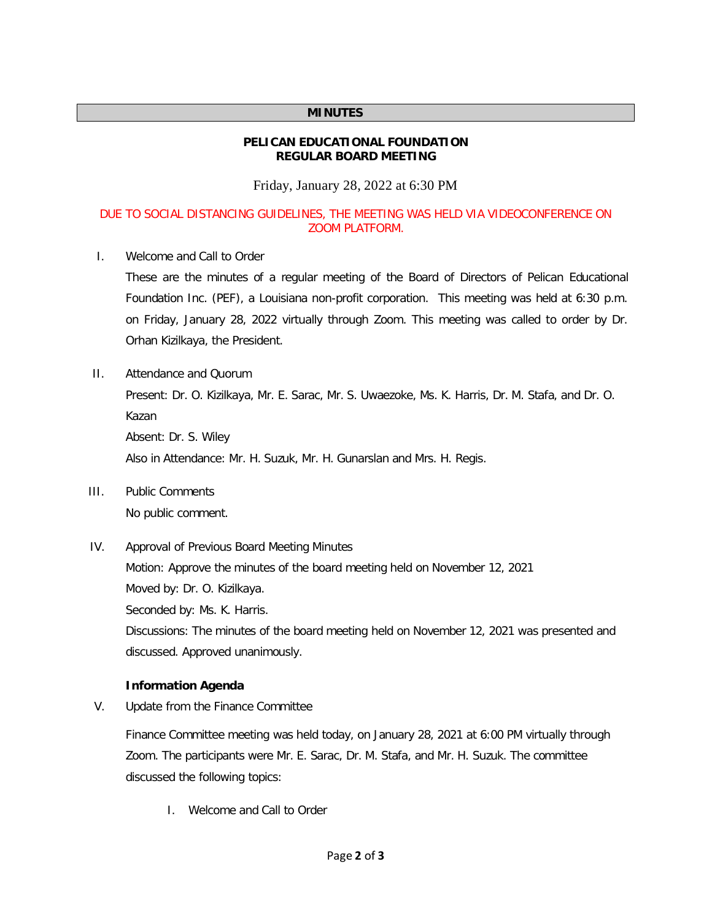**MINUTES**

**PELICAN EDUCATIONAL FOUNDATION**
**REGULAR BOARD MEETING**

Friday, January 28, 2022 at 6:30 PM

DUE TO SOCIAL DISTANCING GUIDELINES, THE MEETING WAS HELD VIA VIDEOCONFERENCE ON ZOOM PLATFORM.

I. Welcome and Call to Order

These are the minutes of a regular meeting of the Board of Directors of Pelican Educational Foundation Inc. (PEF), a Louisiana non-profit corporation. This meeting was held at 6:30 p.m. on Friday, January 28, 2022 virtually through Zoom. This meeting was called to order by Dr. Orhan Kizilkaya, the President.

II. Attendance and Quorum

Present: Dr. O. Kizilkaya, Mr. E. Sarac, Mr. S. Uwaezoke, Ms. K. Harris, Dr. M. Stafa, and Dr. O. Kazan

Absent: Dr. S. Wiley

Also in Attendance: Mr. H. Suzuk, Mr. H. Gunarslan and Mrs. H. Regis.

III. Public Comments

No public comment.

IV. Approval of Previous Board Meeting Minutes

Motion: Approve the minutes of the board meeting held on November 12, 2021

Moved by: Dr. O. Kizilkaya.

Seconded by: Ms. K. Harris.

Discussions: The minutes of the board meeting held on November 12, 2021 was presented and discussed. Approved unanimously.

**Information Agenda**

V. Update from the Finance Committee

Finance Committee meeting was held today, on January 28, 2021 at 6:00 PM virtually through Zoom. The participants were Mr. E. Sarac, Dr. M. Stafa, and Mr. H. Suzuk. The committee discussed the following topics:

I. Welcome and Call to Order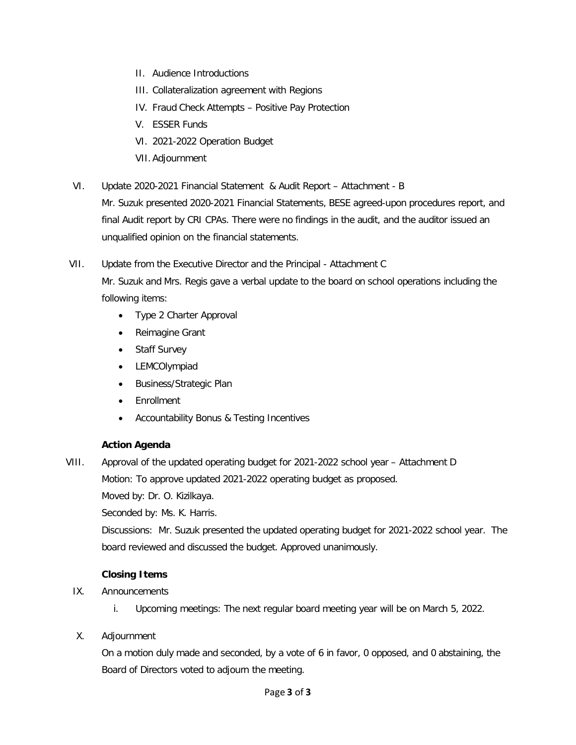II. Audience Introductions
III. Collateralization agreement with Regions
IV. Fraud Check Attempts – Positive Pay Protection
V. ESSER Funds
VI. 2021-2022 Operation Budget
VII. Adjournment

VI. Update 2020-2021 Financial Statement & Audit Report – Attachment - B

Mr. Suzuk presented 2020-2021 Financial Statements, BESE agreed-upon procedures report, and final Audit report by CRI CPAs. There were no findings in the audit, and the auditor issued an unqualified opinion on the financial statements.

VII. Update from the Executive Director and the Principal - Attachment C

Mr. Suzuk and Mrs. Regis gave a verbal update to the board on school operations including the following items:

- Type 2 Charter Approval
- Reimagine Grant
- Staff Survey
- LEMCOlympiad
- Business/Strategic Plan
- Enrollment
- Accountability Bonus & Testing Incentives

**Action Agenda**

VIII. Approval of the updated operating budget for 2021-2022 school year – Attachment D

Motion: To approve updated 2021-2022 operating budget as proposed.

Moved by: Dr. O. Kizilkaya.

Seconded by: Ms. K. Harris.

Discussions: Mr. Suzuk presented the updated operating budget for 2021-2022 school year. The board reviewed and discussed the budget. Approved unanimously.

**Closing Items**

IX. Announcements

i. Upcoming meetings: The next regular board meeting year will be on March 5, 2022.

X. Adjournment

On a motion duly made and seconded, by a vote of 6 in favor, 0 opposed, and 0 abstaining, the Board of Directors voted to adjourn the meeting.